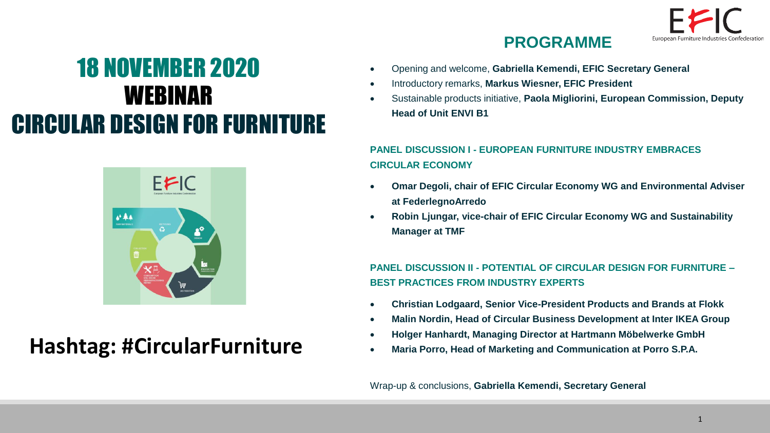# 18 NOVEMBER 2020
# WEBINAR
# CIRCULAR DESIGN FOR FURNITURE

## Hashtag: #CircularFurniture

## PROGRAMME

- Opening and welcome, **Gabriella Kemendi, EFIC Secretary General**
- Introductory remarks, **Markus Wiesner, EFIC President**
- Sustainable products initiative, **Paola Migliorini, European Commission, Deputy Head of Unit ENVI B1**

### PANEL DISCUSSION I - EUROPEAN FURNITURE INDUSTRY EMBRACES CIRCULAR ECONOMY

- **Omar Degoli, chair of EFIC Circular Economy WG and Environmental Adviser at FederlegnoArredo**
- **Robin Ljungar, vice-chair of EFIC Circular Economy WG and Sustainability Manager at TMF**

### PANEL DISCUSSION II - POTENTIAL OF CIRCULAR DESIGN FOR FURNITURE – BEST PRACTICES FROM INDUSTRY EXPERTS

- **Christian Lodgaard, Senior Vice-President Products and Brands at Flokk**
- **Malin Nordin, Head of Circular Business Development at Inter IKEA Group**
- **Holger Hanhardt, Managing Director at Hartmann Möbelwerke GmbH**
- **Maria Porro, Head of Marketing and Communication at Porro S.P.A.**

Wrap-up & conclusions, **Gabriella Kemendi, Secretary General**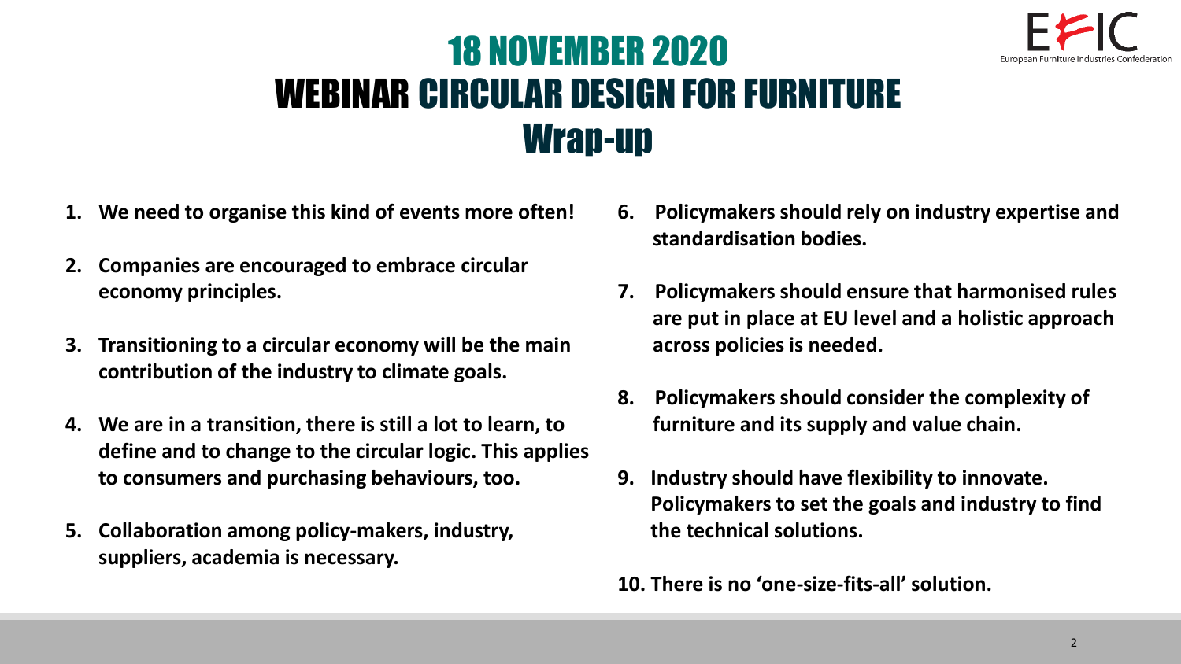# 18 NOVEMBER 2020
# WEBINAR CIRCULAR DESIGN FOR FURNITURE
## Wrap-up

1. **We need to organise this kind of events more often!**
2. **Companies are encouraged to embrace circular economy principles.**
3. **Transitioning to a circular economy will be the main contribution of the industry to climate goals.**
4. **We are in a transition, there is still a lot to learn, to define and to change to the circular logic. This applies to consumers and purchasing behaviours, too.**
5. **Collaboration among policy-makers, industry, suppliers, academia is necessary.**
6. **Policymakers should rely on industry expertise and standardisation bodies.**
7. **Policymakers should ensure that harmonised rules are put in place at EU level and a holistic approach across policies is needed.**
8. **Policymakers should consider the complexity of furniture and its supply and value chain.**
9. **Industry should have flexibility to innovate. Policymakers to set the goals and industry to find the technical solutions.**
10. **There is no 'one-size-fits-all' solution.**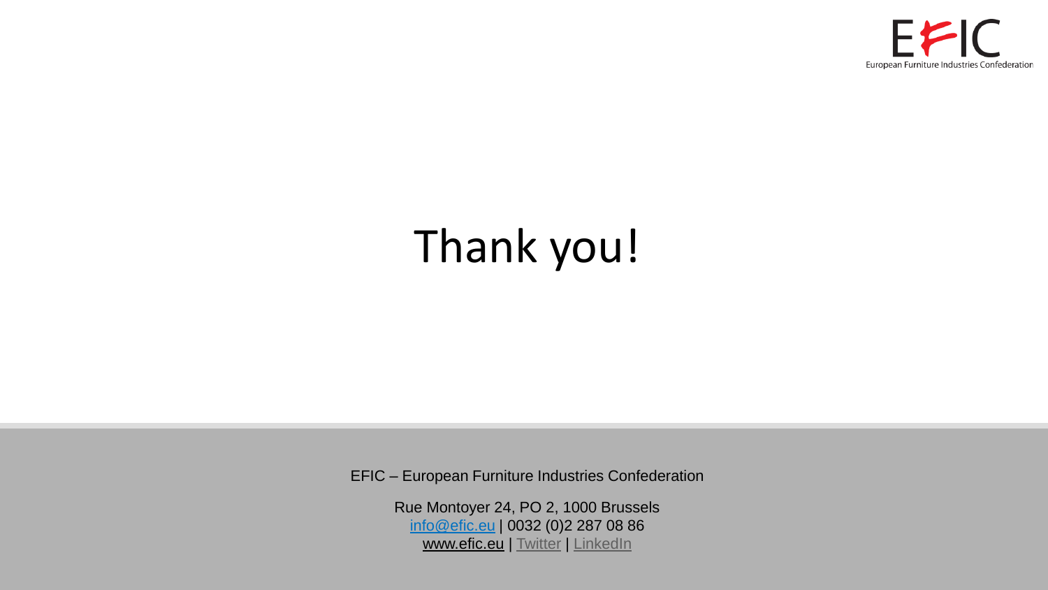# Thank you!

EFIC – European Furniture Industries Confederation

Rue Montoyer 24, PO 2, 1000 Brussels
info@efic.eu | 0032 (0)2 287 08 86
www.efic.eu | Twitter | LinkedIn